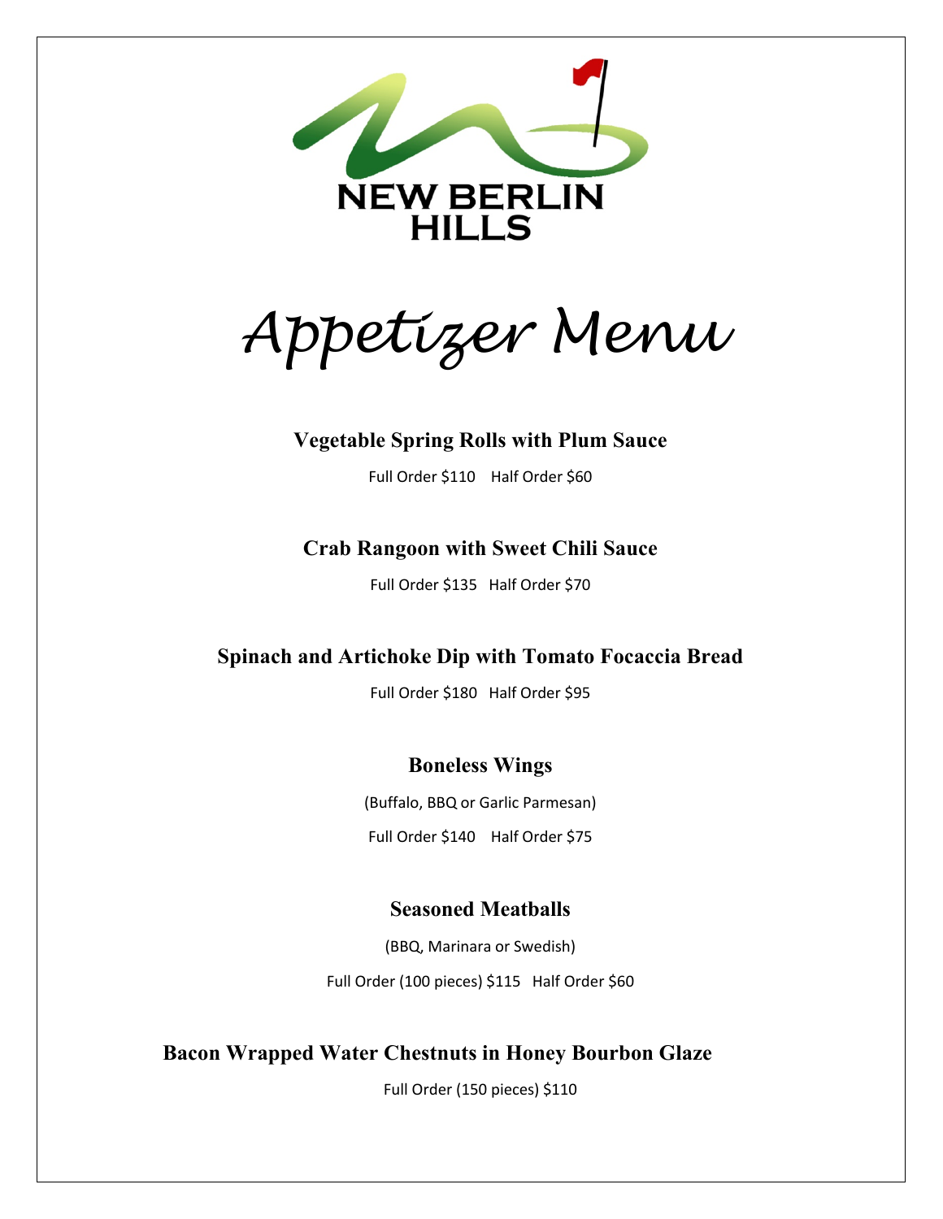NEW BERLIN HILLS

# Appetizer Menu

### Vegetable Spring Rolls with Plum Sauce

Full Order $110    Half Order $60

### Crab Rangoon with Sweet Chili Sauce

Full Order $135    Half Order $70

### Spinach and Artichoke Dip with Tomato Focaccia Bread

Full Order $180    Half Order $95

### Boneless Wings

(Buffalo, BBQ or Garlic Parmesan)

Full Order $140    Half Order $75

### Seasoned Meatballs

(BBQ, Marinara or Swedish)

Full Order (100 pieces) $115    Half Order $60

### Bacon Wrapped Water Chestnuts in Honey Bourbon Glaze

Full Order (150 pieces) $110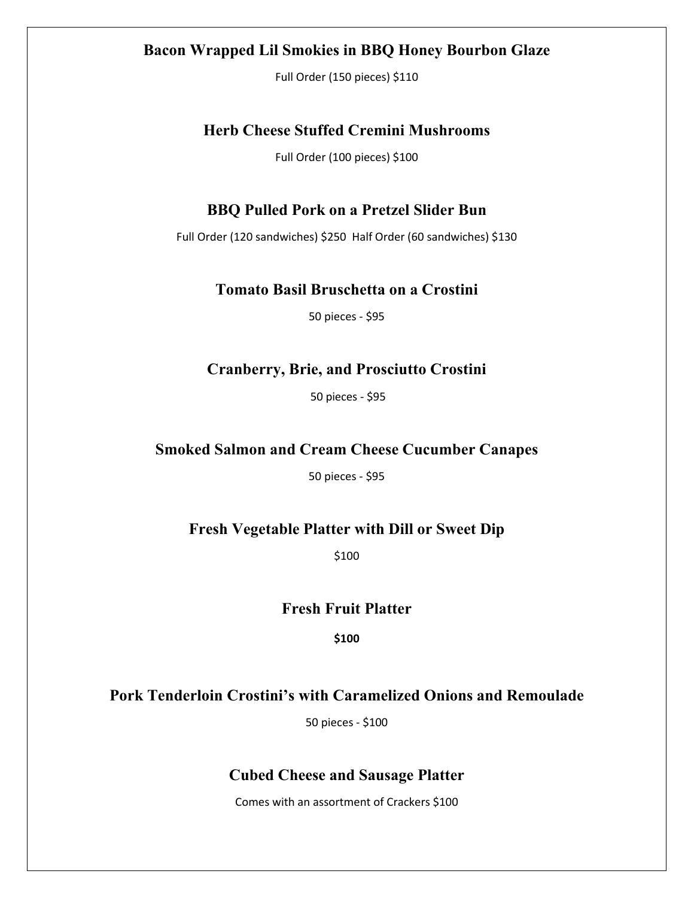### Bacon Wrapped Lil Smokies in BBQ Honey Bourbon Glaze

Full Order (150 pieces) $110

### Herb Cheese Stuffed Cremini Mushrooms

Full Order (100 pieces) $100

### BBQ Pulled Pork on a Pretzel Slider Bun

Full Order (120 sandwiches) $250 Half Order (60 sandwiches) $130

### Tomato Basil Bruschetta on a Crostini

50 pieces - $95

### Cranberry, Brie, and Prosciutto Crostini

50 pieces - $95

### Smoked Salmon and Cream Cheese Cucumber Canapes

50 pieces - $95

### Fresh Vegetable Platter with Dill or Sweet Dip

$100

### Fresh Fruit Platter

**$100**

### Pork Tenderloin Crostini's with Caramelized Onions and Remoulade

50 pieces - $100

### Cubed Cheese and Sausage Platter

Comes with an assortment of Crackers $100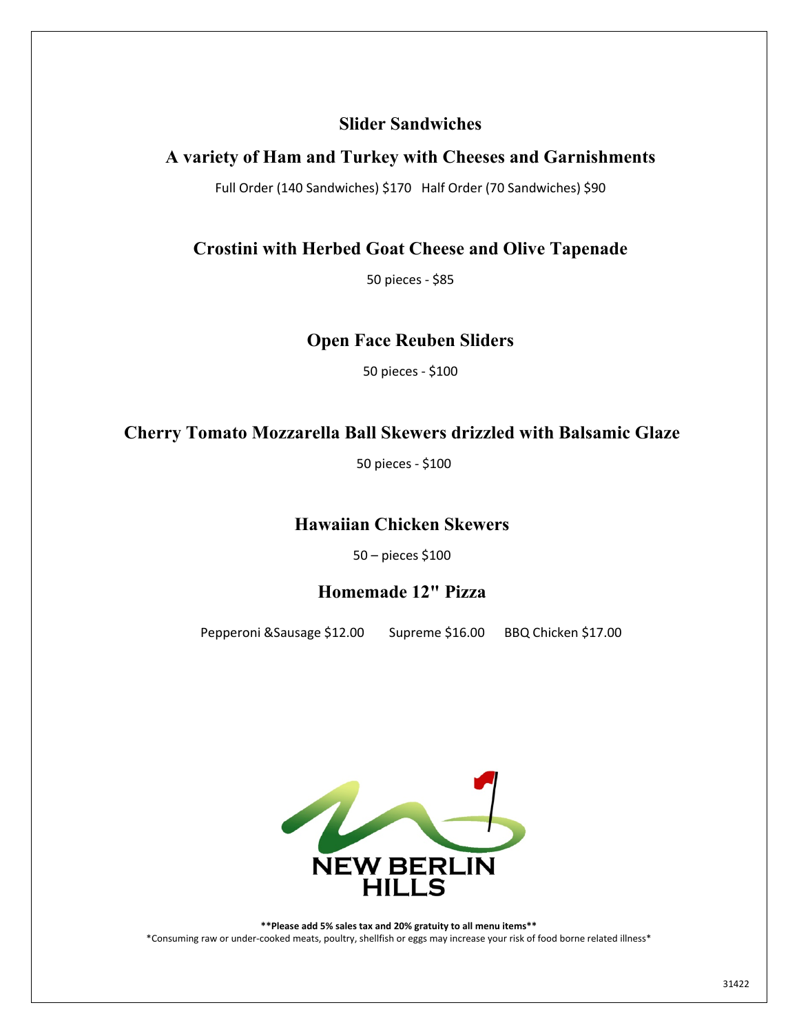## Slider Sandwiches

## A variety of Ham and Turkey with Cheeses and Garnishments

Full Order (140 Sandwiches) $170   Half Order (70 Sandwiches) $90

## Crostini with Herbed Goat Cheese and Olive Tapenade

50 pieces - $85

## Open Face Reuben Sliders

50 pieces - $100

## Cherry Tomato Mozzarella Ball Skewers drizzled with Balsamic Glaze

50 pieces - $100

## Hawaiian Chicken Skewers

50 – pieces $100

## Homemade 12" Pizza

Pepperoni &Sausage $12.00      Supreme $16.00      BBQ Chicken $17.00

NEW BERLIN HILLS

**\*\*Please add 5% sales tax and 20% gratuity to all menu items\*\***

\*Consuming raw or under-cooked meats, poultry, shellfish or eggs may increase your risk of food borne related illness\*

31422